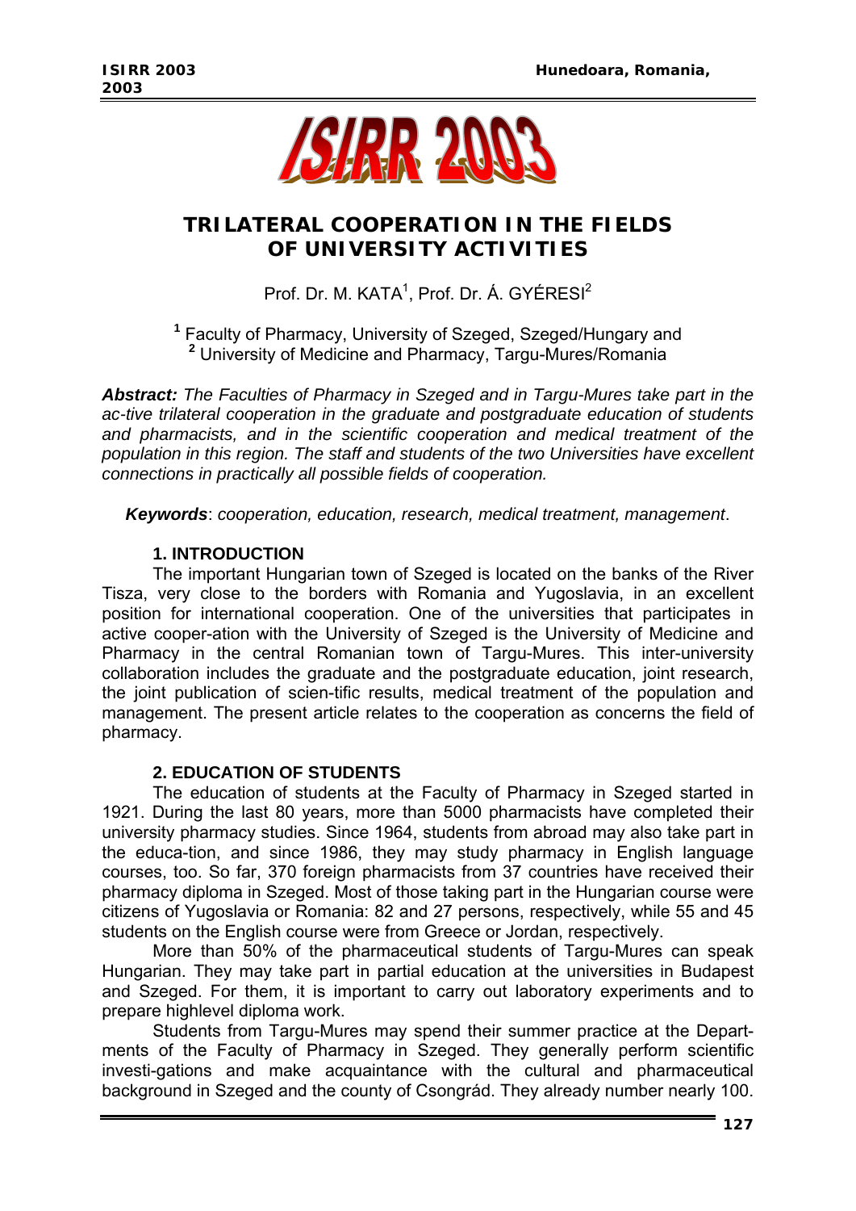# TRILATERAL COOPERATION IN THE FIELDS OF UNIVERSITY ACTIVITIES

Prof. Dr. M. KATA[1], Prof. Dr. Á. GYÉRESI[2]

[1] Faculty of Pharmacy, University of Szeged, Szeged/Hungary and
[2] University of Medicine and Pharmacy, Targu-Mures/Romania

***Abstract:** The Faculties of Pharmacy in Szeged and in Targu-Mures take part in the ac-tive trilateral cooperation in the graduate and postgraduate education of students and pharmacists, and in the scientific cooperation and medical treatment of the population in this region. The staff and students of the two Universities have excellent connections in practically all possible fields of cooperation.*

***Keywords**: cooperation, education, research, medical treatment, management.*

## 1. INTRODUCTION

The important Hungarian town of Szeged is located on the banks of the River Tisza, very close to the borders with Romania and Yugoslavia, in an excellent position for international cooperation. One of the universities that participates in active cooper-ation with the University of Szeged is the University of Medicine and Pharmacy in the central Romanian town of Targu-Mures. This inter-university collaboration includes the graduate and the postgraduate education, joint research, the joint publication of scien-tific results, medical treatment of the population and management. The present article relates to the cooperation as concerns the field of pharmacy.

## 2. EDUCATION OF STUDENTS

The education of students at the Faculty of Pharmacy in Szeged started in 1921. During the last 80 years, more than 5000 pharmacists have completed their university pharmacy studies. Since 1964, students from abroad may also take part in the educa-tion, and since 1986, they may study pharmacy in English language courses, too. So far, 370 foreign pharmacists from 37 countries have received their pharmacy diploma in Szeged. Most of those taking part in the Hungarian course were citizens of Yugoslavia or Romania: 82 and 27 persons, respectively, while 55 and 45 students on the English course were from Greece or Jordan, respectively.

More than 50% of the pharmaceutical students of Targu-Mures can speak Hungarian. They may take part in partial education at the universities in Budapest and Szeged. For them, it is important to carry out laboratory experiments and to prepare highlevel diploma work.

Students from Targu-Mures may spend their summer practice at the Depart-ments of the Faculty of Pharmacy in Szeged. They generally perform scientific investi-gations and make acquaintance with the cultural and pharmaceutical background in Szeged and the county of Csongrád. They already number nearly 100.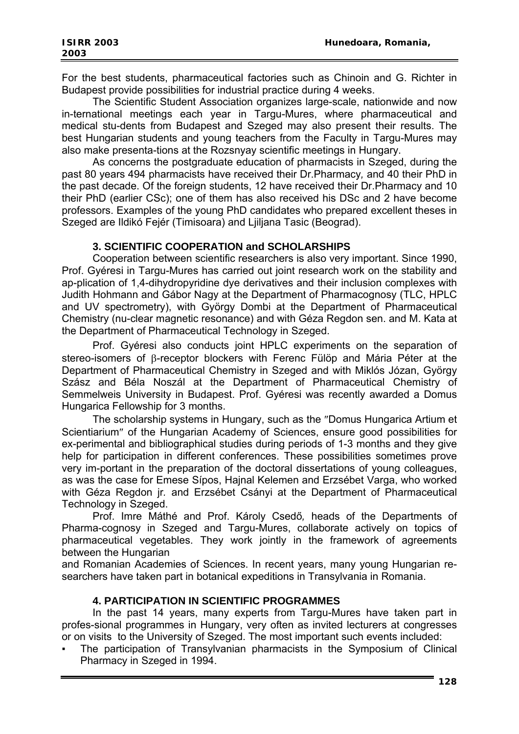For the best students, pharmaceutical factories such as Chinoin and G. Richter in Budapest provide possibilities for industrial practice during 4 weeks.

The Scientific Student Association organizes large-scale, nationwide and now in-ternational meetings each year in Targu-Mures, where pharmaceutical and medical stu-dents from Budapest and Szeged may also present their results. The best Hungarian students and young teachers from the Faculty in Targu-Mures may also make presenta-tions at the Rozsnyay scientific meetings in Hungary.

As concerns the postgraduate education of pharmacists in Szeged, during the past 80 years 494 pharmacists have received their Dr.Pharmacy, and 40 their PhD in the past decade. Of the foreign students, 12 have received their Dr.Pharmacy and 10 their PhD (earlier CSc); one of them has also received his DSc and 2 have become professors. Examples of the young PhD candidates who prepared excellent theses in Szeged are Ildikó Fejér (Timisoara) and Ljiljana Tasic (Beograd).

### 3. SCIENTIFIC COOPERATION and SCHOLARSHIPS

Cooperation between scientific researchers is also very important. Since 1990, Prof. Gyéresi in Targu-Mures has carried out joint research work on the stability and ap-plication of 1,4-dihydropyridine dye derivatives and their inclusion complexes with Judith Hohmann and Gábor Nagy at the Department of Pharmacognosy (TLC, HPLC and UV spectrometry), with György Dombi at the Department of Pharmaceutical Chemistry (nu-clear magnetic resonance) and with Géza Regdon sen. and M. Kata at the Department of Pharmaceutical Technology in Szeged.

Prof. Gyéresi also conducts joint HPLC experiments on the separation of stereo-isomers of β-receptor blockers with Ferenc Fülöp and Mária Péter at the Department of Pharmaceutical Chemistry in Szeged and with Miklós Józan, György Szász and Béla Noszál at the Department of Pharmaceutical Chemistry of Semmelweis University in Budapest. Prof. Gyéresi was recently awarded a Domus Hungarica Fellowship for 3 months.

The scholarship systems in Hungary, such as the "Domus Hungarica Artium et Scientiarium" of the Hungarian Academy of Sciences, ensure good possibilities for ex-perimental and bibliographical studies during periods of 1-3 months and they give help for participation in different conferences. These possibilities sometimes prove very im-portant in the preparation of the doctoral dissertations of young colleagues, as was the case for Emese Sípos, Hajnal Kelemen and Erzsébet Varga, who worked with Géza Regdon jr. and Erzsébet Csányi at the Department of Pharmaceutical Technology in Szeged.

Prof. Imre Máthé and Prof. Károly Csedő, heads of the Departments of Pharma-cognosy in Szeged and Targu-Mures, collaborate actively on topics of pharmaceutical vegetables. They work jointly in the framework of agreements between the Hungarian and Romanian Academies of Sciences. In recent years, many young Hungarian re-searchers have taken part in botanical expeditions in Transylvania in Romania.

### 4. PARTICIPATION IN SCIENTIFIC PROGRAMMES

In the past 14 years, many experts from Targu-Mures have taken part in profes-sional programmes in Hungary, very often as invited lecturers at congresses or on visits to the University of Szeged. The most important such events included:

- The participation of Transylvanian pharmacists in the Symposium of Clinical Pharmacy in Szeged in 1994.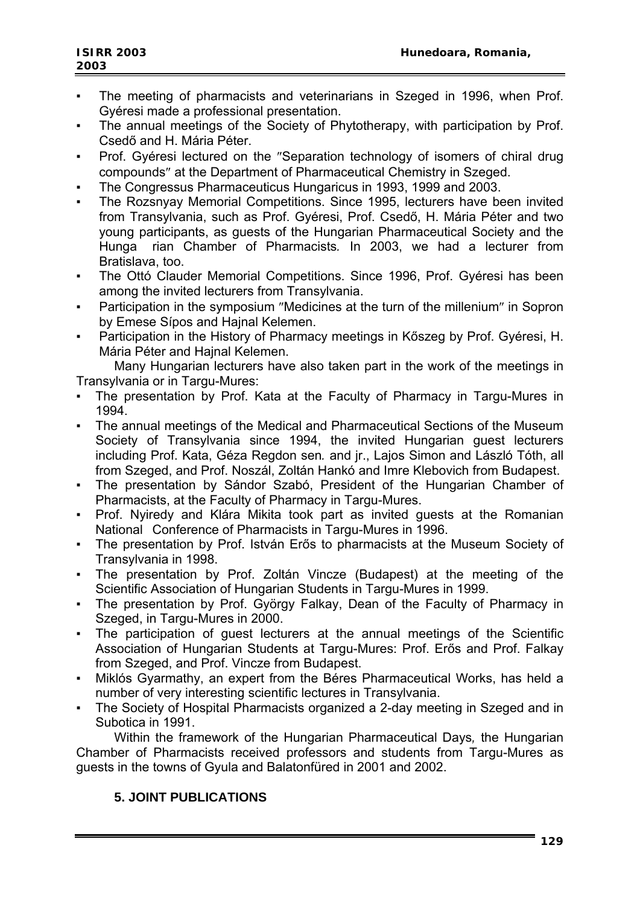- The meeting of pharmacists and veterinarians in Szeged in 1996, when Prof. Gyéresi made a professional presentation.
- The annual meetings of the Society of Phytotherapy, with participation by Prof. Csedő and H. Mária Péter.
- Prof. Gyéresi lectured on the ″Separation technology of isomers of chiral drug compounds″ at the Department of Pharmaceutical Chemistry in Szeged.
- The Congressus Pharmaceuticus Hungaricus in 1993, 1999 and 2003.
- The Rozsnyay Memorial Competitions. Since 1995, lecturers have been invited from Transylvania, such as Prof. Gyéresi, Prof. Csedő, H. Mária Péter and two young participants, as guests of the Hungarian Pharmaceutical Society and the Hunga rian Chamber of Pharmacists*.* In 2003, we had a lecturer from Bratislava, too.
- The Ottó Clauder Memorial Competitions. Since 1996, Prof. Gyéresi has been among the invited lecturers from Transylvania.
- Participation in the symposium ″Medicines at the turn of the millenium″ in Sopron by Emese Sípos and Hajnal Kelemen.
- Participation in the History of Pharmacy meetings in Kőszeg by Prof. Gyéresi, H. Mária Péter and Hajnal Kelemen.

Many Hungarian lecturers have also taken part in the work of the meetings in Transylvania or in Targu-Mures:

- The presentation by Prof. Kata at the Faculty of Pharmacy in Targu-Mures in 1994.
- The annual meetings of the Medical and Pharmaceutical Sections of the Museum Society of Transylvania since 1994, the invited Hungarian guest lecturers including Prof. Kata, Géza Regdon sen*.* and jr., Lajos Simon and László Tóth, all from Szeged, and Prof. Noszál, Zoltán Hankó and Imre Klebovich from Budapest.
- The presentation by Sándor Szabó, President of the Hungarian Chamber of Pharmacists, at the Faculty of Pharmacy in Targu-Mures.
- Prof. Nyiredy and Klára Mikita took part as invited guests at the Romanian National Conference of Pharmacists in Targu-Mures in 1996.
- The presentation by Prof. István Erős to pharmacists at the Museum Society of Transylvania in 1998.
- The presentation by Prof. Zoltán Vincze (Budapest) at the meeting of the Scientific Association of Hungarian Students in Targu-Mures in 1999.
- The presentation by Prof. György Falkay, Dean of the Faculty of Pharmacy in Szeged, in Targu-Mures in 2000.
- The participation of guest lecturers at the annual meetings of the Scientific Association of Hungarian Students at Targu-Mures: Prof. Erős and Prof. Falkay from Szeged, and Prof. Vincze from Budapest.
- Miklós Gyarmathy, an expert from the Béres Pharmaceutical Works, has held a number of very interesting scientific lectures in Transylvania.
- The Society of Hospital Pharmacists organized a 2-day meeting in Szeged and in Subotica in 1991.

Within the framework of the Hungarian Pharmaceutical Days*,* the Hungarian Chamber of Pharmacists received professors and students from Targu-Mures as guests in the towns of Gyula and Balatonfüred in 2001 and 2002.

## 5. JOINT PUBLICATIONS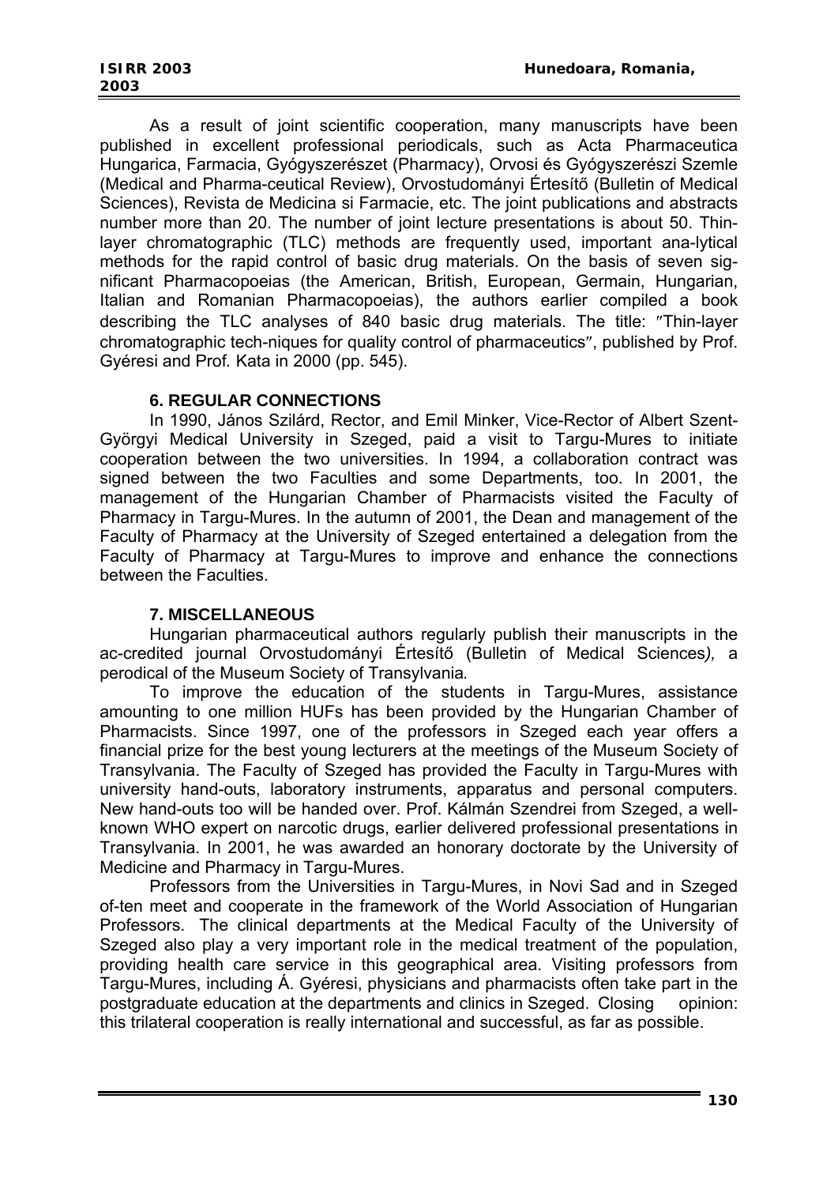As a result of joint scientific cooperation, many manuscripts have been published in excellent professional periodicals, such as Acta Pharmaceutica Hungarica, Farmacia, Gyógyszerészet (Pharmacy), Orvosi és Gyógyszerészi Szemle (Medical and Pharma-ceutical Review), Orvostudományi Értesítő (Bulletin of Medical Sciences), Revista de Medicina si Farmacie, etc. The joint publications and abstracts number more than 20. The number of joint lecture presentations is about 50. Thin-layer chromatographic (TLC) methods are frequently used, important ana-lytical methods for the rapid control of basic drug materials. On the basis of seven sig-nificant Pharmacopoeias (the American, British, European, Germain, Hungarian, Italian and Romanian Pharmacopoeias), the authors earlier compiled a book describing the TLC analyses of 840 basic drug materials. The title: ″Thin-layer chromatographic tech-niques for quality control of pharmaceutics″, published by Prof. Gyéresi and Prof. Kata in 2000 (pp. 545).

## 6. REGULAR CONNECTIONS

In 1990, János Szilárd, Rector, and Emil Minker, Vice-Rector of Albert Szent-Györgyi Medical University in Szeged, paid a visit to Targu-Mures to initiate cooperation between the two universities. In 1994, a collaboration contract was signed between the two Faculties and some Departments, too. In 2001, the management of the Hungarian Chamber of Pharmacists visited the Faculty of Pharmacy in Targu-Mures. In the autumn of 2001, the Dean and management of the Faculty of Pharmacy at the University of Szeged entertained a delegation from the Faculty of Pharmacy at Targu-Mures to improve and enhance the connections between the Faculties.

## 7. MISCELLANEOUS

Hungarian pharmaceutical authors regularly publish their manuscripts in the ac-credited journal Orvostudományi Értesítő (Bulletin of Medical Sciences*),* a perodical of the Museum Society of Transylvania*.*

To improve the education of the students in Targu-Mures, assistance amounting to one million HUFs has been provided by the Hungarian Chamber of Pharmacists. Since 1997, one of the professors in Szeged each year offers a financial prize for the best young lecturers at the meetings of the Museum Society of Transylvania. The Faculty of Szeged has provided the Faculty in Targu-Mures with university hand-outs, laboratory instruments, apparatus and personal computers. New hand-outs too will be handed over. Prof. Kálmán Szendrei from Szeged, a well-known WHO expert on narcotic drugs, earlier delivered professional presentations in Transylvania. In 2001, he was awarded an honorary doctorate by the University of Medicine and Pharmacy in Targu-Mures.

Professors from the Universities in Targu-Mures, in Novi Sad and in Szeged of-ten meet and cooperate in the framework of the World Association of Hungarian Professors. The clinical departments at the Medical Faculty of the University of Szeged also play a very important role in the medical treatment of the population, providing health care service in this geographical area. Visiting professors from Targu-Mures, including Á. Gyéresi, physicians and pharmacists often take part in the postgraduate education at the departments and clinics in Szeged. Closing opinion: this trilateral cooperation is really international and successful, as far as possible.